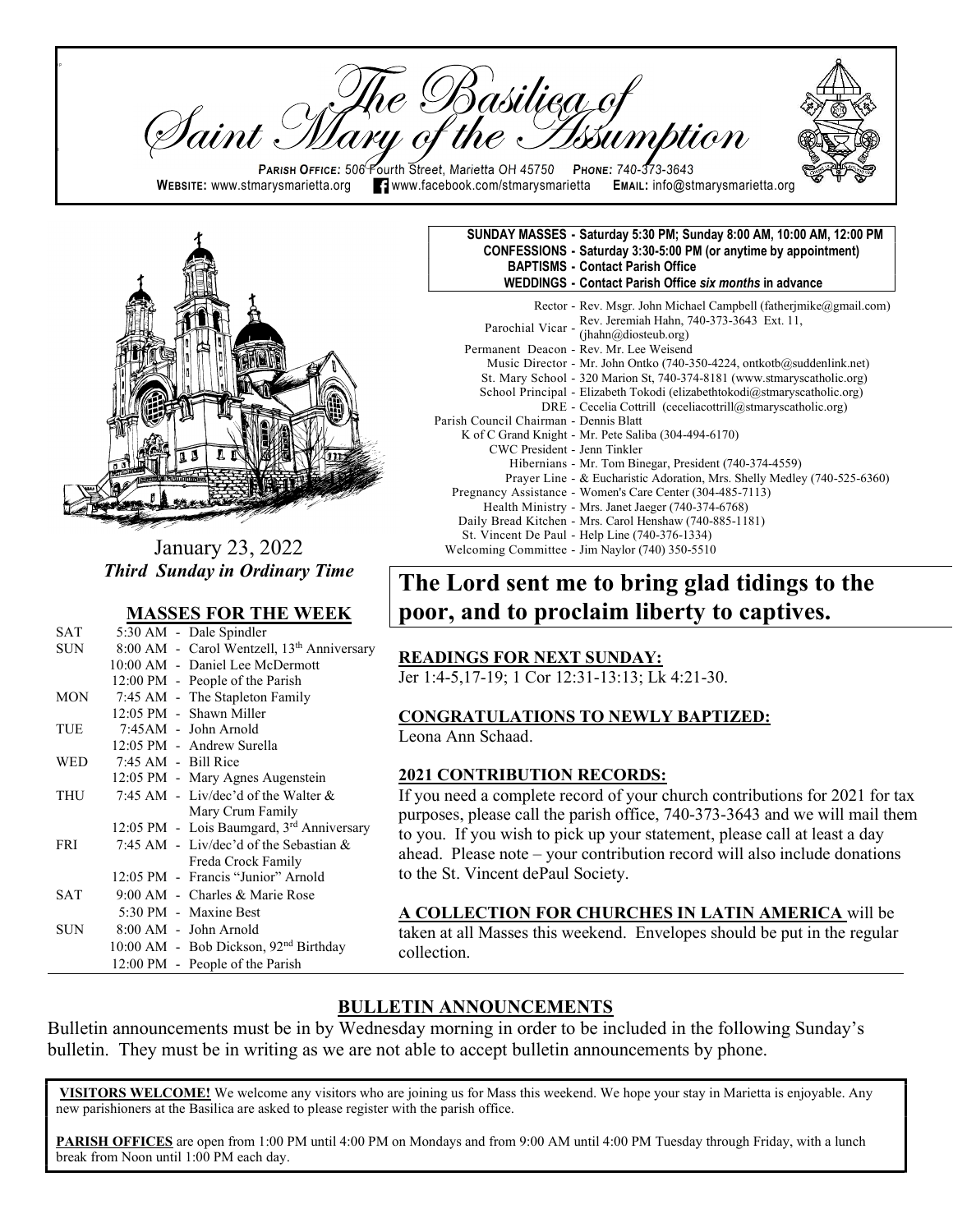# The Basilica of Saint Mary of the Assumption

**PARISH OFFICE:** 506 Fourth Street, Marietta OH 45750 **PHONE:** 740-373-3643
**WEBSITE:** www.stmarysmarietta.org www.facebook.com/stmarysmarietta **EMAIL:** info@stmarysmarietta.org

January 23, 2022
***Third Sunday in Ordinary Time***

## MASSES FOR THE WEEK

| | | |
|---|---|---|
| SAT | 5:30 AM | Dale Spindler |
| SUN | 8:00 AM | Carol Wentzell, 13th Anniversary |
| | 10:00 AM | Daniel Lee McDermott |
| | 12:00 PM | People of the Parish |
| MON | 7:45 AM | The Stapleton Family |
| | 12:05 PM | Shawn Miller |
| TUE | 7:45AM | John Arnold |
| | 12:05 PM | Andrew Surella |
| WED | 7:45 AM | Bill Rice |
| | 12:05 PM | Mary Agnes Augenstein |
| THU | 7:45 AM | Liv/dec'd of the Walter & Mary Crum Family |
| | 12:05 PM | Lois Baumgard, 3rd Anniversary |
| FRI | 7:45 AM | Liv/dec'd of the Sebastian & Freda Crock Family |
| | 12:05 PM | Francis "Junior" Arnold |
| SAT | 9:00 AM | Charles & Marie Rose |
| | 5:30 PM | Maxine Best |
| SUN | 8:00 AM | John Arnold |
| | 10:00 AM | Bob Dickson, 92nd Birthday |
| | 12:00 PM | People of the Parish |

**SUNDAY MASSES - Saturday 5:30 PM; Sunday 8:00 AM, 10:00 AM, 12:00 PM**
**CONFESSIONS - Saturday 3:30-5:00 PM (or anytime by appointment)**
**BAPTISMS - Contact Parish Office**
**WEDDINGS - Contact Parish Office *six months* in advance**

Rector - Rev. Msgr. John Michael Campbell (fatherjmike@gmail.com)
Parochial Vicar - Rev. Jeremiah Hahn, 740-373-3643 Ext. 11, (jhahn@diosteub.org)
Permanent Deacon - Rev. Mr. Lee Weisend
Music Director - Mr. John Ontko (740-350-4224, ontkotb@suddenlink.net)
St. Mary School - 320 Marion St, 740-374-8181 (www.stmaryscatholic.org)
School Principal - Elizabeth Tokodi (elizabethtokodi@stmaryscatholic.org)
DRE - Cecelia Cottrill (ceceliacottrill@stmaryscatholic.org)
Parish Council Chairman - Dennis Blatt
K of C Grand Knight - Mr. Pete Saliba (304-494-6170)
CWC President - Jenn Tinkler
Hibernians - Mr. Tom Binegar, President (740-374-4559)
Prayer Line - & Eucharistic Adoration, Mrs. Shelly Medley (740-525-6360)
Pregnancy Assistance - Women's Care Center (304-485-7113)
Health Ministry - Mrs. Janet Jaeger (740-374-6768)
Daily Bread Kitchen - Mrs. Carol Henshaw (740-885-1181)
St. Vincent De Paul - Help Line (740-376-1334)
Welcoming Committee - Jim Naylor (740) 350-5510

# The Lord sent me to bring glad tidings to the poor, and to proclaim liberty to captives.

**READINGS FOR NEXT SUNDAY:**
Jer 1:4-5,17-19; 1 Cor 12:31-13:13; Lk 4:21-30.

**CONGRATULATIONS TO NEWLY BAPTIZED:**
Leona Ann Schaad.

**2021 CONTRIBUTION RECORDS:**
If you need a complete record of your church contributions for 2021 for tax purposes, please call the parish office, 740-373-3643 and we will mail them to you. If you wish to pick up your statement, please call at least a day ahead. Please note – your contribution record will also include donations to the St. Vincent dePaul Society.

**A COLLECTION FOR CHURCHES IN LATIN AMERICA** will be taken at all Masses this weekend. Envelopes should be put in the regular collection.

## BULLETIN ANNOUNCEMENTS

Bulletin announcements must be in by Wednesday morning in order to be included in the following Sunday's bulletin. They must be in writing as we are not able to accept bulletin announcements by phone.

**VISITORS WELCOME!** We welcome any visitors who are joining us for Mass this weekend. We hope your stay in Marietta is enjoyable. Any new parishioners at the Basilica are asked to please register with the parish office.

**PARISH OFFICES** are open from 1:00 PM until 4:00 PM on Mondays and from 9:00 AM until 4:00 PM Tuesday through Friday, with a lunch break from Noon until 1:00 PM each day.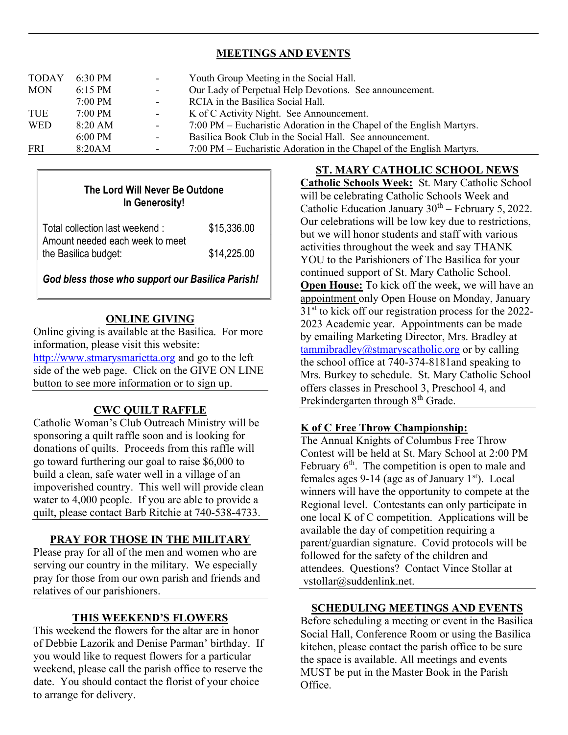## MEETINGS AND EVENTS

| | | | |
|---|---|---|---|
| TODAY | 6:30 PM | - | Youth Group Meeting in the Social Hall. |
| MON | 6:15 PM | - | Our Lady of Perpetual Help Devotions. See announcement. |
| | 7:00 PM | - | RCIA in the Basilica Social Hall. |
| TUE | 7:00 PM | - | K of C Activity Night. See Announcement. |
| WED | 8:20 AM | - | 7:00 PM – Eucharistic Adoration in the Chapel of the English Martyrs. |
| | 6:00 PM | - | Basilica Book Club in the Social Hall. See announcement. |
| FRI | 8:20AM | - | 7:00 PM – Eucharistic Adoration in the Chapel of the English Martyrs. |

**The Lord Will Never Be Outdone In Generosity!**

| | |
|---|---|
| Total collection last weekend : | $15,336.00 |
| Amount needed each week to meet the Basilica budget: | $14,225.00 |

***God bless those who support our Basilica Parish!***

## ONLINE GIVING

Online giving is available at the Basilica. For more information, please visit this website: http://www.stmarysmarietta.org and go to the left side of the web page. Click on the GIVE ON LINE button to see more information or to sign up.

## CWC QUILT RAFFLE

Catholic Woman's Club Outreach Ministry will be sponsoring a quilt raffle soon and is looking for donations of quilts. Proceeds from this raffle will go toward furthering our goal to raise $6,000 to build a clean, safe water well in a village of an impoverished country. This well will provide clean water to 4,000 people. If you are able to provide a quilt, please contact Barb Ritchie at 740-538-4733.

## PRAY FOR THOSE IN THE MILITARY

Please pray for all of the men and women who are serving our country in the military. We especially pray for those from our own parish and friends and relatives of our parishioners.

## THIS WEEKEND'S FLOWERS

This weekend the flowers for the altar are in honor of Debbie Lazorik and Denise Parman' birthday. If you would like to request flowers for a particular weekend, please call the parish office to reserve the date. You should contact the florist of your choice to arrange for delivery.

## ST. MARY CATHOLIC SCHOOL NEWS

**Catholic Schools Week:** St. Mary Catholic School will be celebrating Catholic Schools Week and Catholic Education January 30th – February 5, 2022. Our celebrations will be low key due to restrictions, but we will honor students and staff with various activities throughout the week and say THANK YOU to the Parishioners of The Basilica for your continued support of St. Mary Catholic School.

**Open House:** To kick off the week, we will have an appointment only Open House on Monday, January 31st to kick off our registration process for the 2022-2023 Academic year. Appointments can be made by emailing Marketing Director, Mrs. Bradley at tammibradley@stmaryscatholic.org or by calling the school office at 740-374-8181and speaking to Mrs. Burkey to schedule. St. Mary Catholic School offers classes in Preschool 3, Preschool 4, and Prekindergarten through 8th Grade.

**K of C Free Throw Championship:**

The Annual Knights of Columbus Free Throw Contest will be held at St. Mary School at 2:00 PM February 6th. The competition is open to male and females ages 9-14 (age as of January 1st). Local winners will have the opportunity to compete at the Regional level. Contestants can only participate in one local K of C competition. Applications will be available the day of competition requiring a parent/guardian signature. Covid protocols will be followed for the safety of the children and attendees. Questions? Contact Vince Stollar at vstollar@suddenlink.net.

## SCHEDULING MEETINGS AND EVENTS

Before scheduling a meeting or event in the Basilica Social Hall, Conference Room or using the Basilica kitchen, please contact the parish office to be sure the space is available. All meetings and events MUST be put in the Master Book in the Parish Office.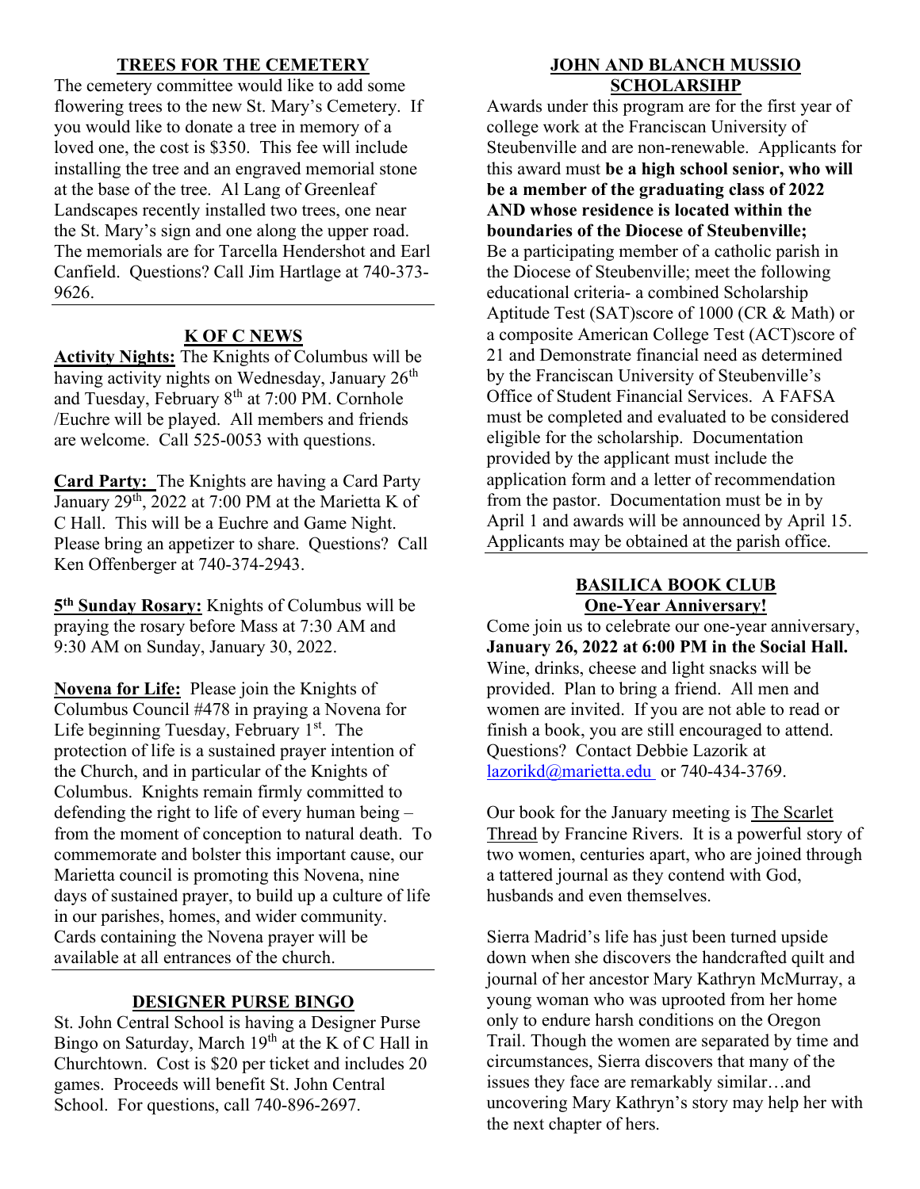## TREES FOR THE CEMETERY

The cemetery committee would like to add some flowering trees to the new St. Mary's Cemetery. If you would like to donate a tree in memory of a loved one, the cost is $350. This fee will include installing the tree and an engraved memorial stone at the base of the tree. Al Lang of Greenleaf Landscapes recently installed two trees, one near the St. Mary's sign and one along the upper road. The memorials are for Tarcella Hendershot and Earl Canfield. Questions? Call Jim Hartlage at 740-373-9626.

## K OF C NEWS

**Activity Nights:** The Knights of Columbus will be having activity nights on Wednesday, January 26th and Tuesday, February 8th at 7:00 PM. Cornhole /Euchre will be played. All members and friends are welcome. Call 525-0053 with questions.

**Card Party:** The Knights are having a Card Party January 29th, 2022 at 7:00 PM at the Marietta K of C Hall. This will be a Euchre and Game Night. Please bring an appetizer to share. Questions? Call Ken Offenberger at 740-374-2943.

**5th Sunday Rosary:** Knights of Columbus will be praying the rosary before Mass at 7:30 AM and 9:30 AM on Sunday, January 30, 2022.

**Novena for Life:** Please join the Knights of Columbus Council #478 in praying a Novena for Life beginning Tuesday, February 1st. The protection of life is a sustained prayer intention of the Church, and in particular of the Knights of Columbus. Knights remain firmly committed to defending the right to life of every human being – from the moment of conception to natural death. To commemorate and bolster this important cause, our Marietta council is promoting this Novena, nine days of sustained prayer, to build up a culture of life in our parishes, homes, and wider community. Cards containing the Novena prayer will be available at all entrances of the church.

## DESIGNER PURSE BINGO

St. John Central School is having a Designer Purse Bingo on Saturday, March 19th at the K of C Hall in Churchtown. Cost is $20 per ticket and includes 20 games. Proceeds will benefit St. John Central School. For questions, call 740-896-2697.

## JOHN AND BLANCH MUSSIO SCHOLARSIHP

Awards under this program are for the first year of college work at the Franciscan University of Steubenville and are non-renewable. Applicants for this award must **be a high school senior, who will be a member of the graduating class of 2022 AND whose residence is located within the boundaries of the Diocese of Steubenville;** Be a participating member of a catholic parish in the Diocese of Steubenville; meet the following educational criteria- a combined Scholarship Aptitude Test (SAT)score of 1000 (CR & Math) or a composite American College Test (ACT)score of 21 and Demonstrate financial need as determined by the Franciscan University of Steubenville's Office of Student Financial Services. A FAFSA must be completed and evaluated to be considered eligible for the scholarship. Documentation provided by the applicant must include the application form and a letter of recommendation from the pastor. Documentation must be in by April 1 and awards will be announced by April 15. Applicants may be obtained at the parish office.

## BASILICA BOOK CLUB

### One-Year Anniversary!

Come join us to celebrate our one-year anniversary, **January 26, 2022 at 6:00 PM in the Social Hall.** Wine, drinks, cheese and light snacks will be provided. Plan to bring a friend. All men and women are invited. If you are not able to read or finish a book, you are still encouraged to attend. Questions? Contact Debbie Lazorik at lazorikd@marietta.edu or 740-434-3769.

Our book for the January meeting is The Scarlet Thread by Francine Rivers. It is a powerful story of two women, centuries apart, who are joined through a tattered journal as they contend with God, husbands and even themselves.

Sierra Madrid's life has just been turned upside down when she discovers the handcrafted quilt and journal of her ancestor Mary Kathryn McMurray, a young woman who was uprooted from her home only to endure harsh conditions on the Oregon Trail. Though the women are separated by time and circumstances, Sierra discovers that many of the issues they face are remarkably similar…and uncovering Mary Kathryn's story may help her with the next chapter of hers.